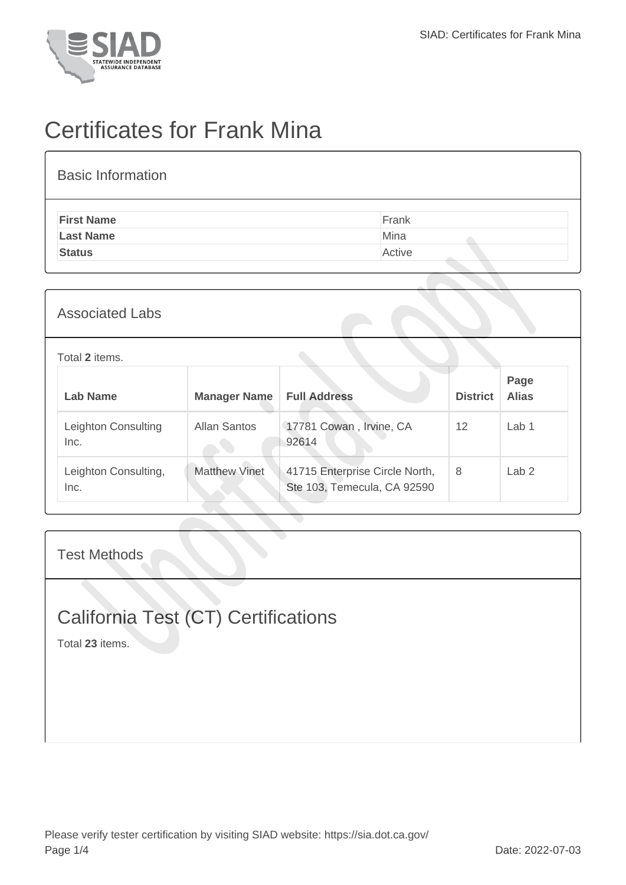# Certificates for Frank Mina

## Basic Information

| | |
|---|---|
| **First Name** | Frank |
| **Last Name** | Mina |
| **Status** | Active |

## Associated Labs

Total **2** items.

| Lab Name | Manager Name | Full Address | District | Page Alias |
|---|---|---|---|---|
| Leighton Consulting Inc. | Allan Santos | 17781 Cowan , Irvine, CA 92614 | 12 | Lab 1 |
| Leighton Consulting, Inc. | Matthew Vinet | 41715 Enterprise Circle North, Ste 103, Temecula, CA 92590 | 8 | Lab 2 |

## Test Methods

# California Test (CT) Certifications

Total **23** items.

Please verify tester certification by visiting SIAD website: https://sia.dot.ca.gov/

Date: 2022-07-03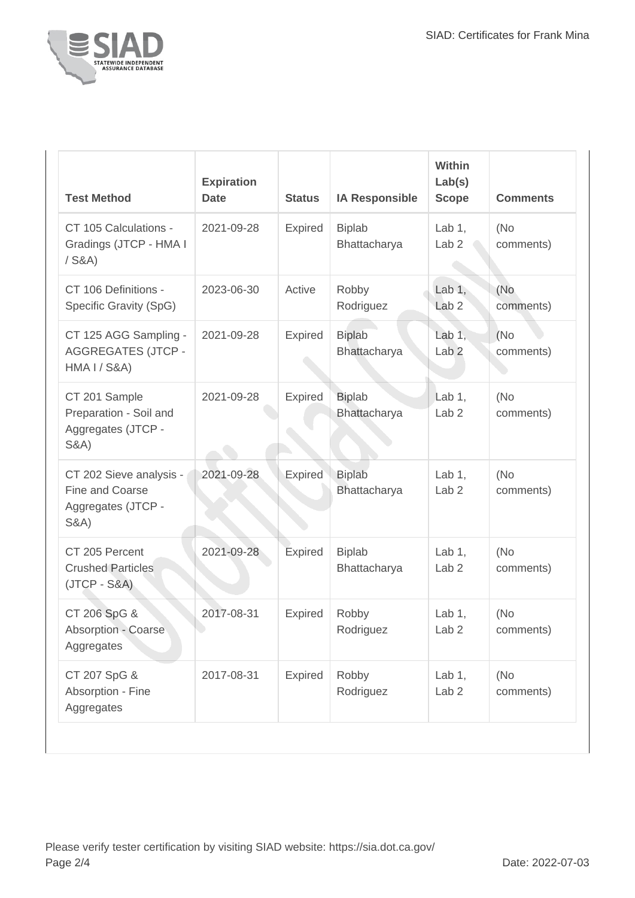| Test Method | Expiration Date | Status | IA Responsible | Within Lab(s) Scope | Comments |
| --- | --- | --- | --- | --- | --- |
| CT 105 Calculations - Gradings (JTCP - HMA I / S&A) | 2021-09-28 | Expired | Biplab Bhattacharya | Lab 1, Lab 2 | (No comments) |
| CT 106 Definitions - Specific Gravity (SpG) | 2023-06-30 | Active | Robby Rodriguez | Lab 1, Lab 2 | (No comments) |
| CT 125 AGG Sampling - AGGREGATES (JTCP - HMA I / S&A) | 2021-09-28 | Expired | Biplab Bhattacharya | Lab 1, Lab 2 | (No comments) |
| CT 201 Sample Preparation - Soil and Aggregates (JTCP - S&A) | 2021-09-28 | Expired | Biplab Bhattacharya | Lab 1, Lab 2 | (No comments) |
| CT 202 Sieve analysis - Fine and Coarse Aggregates (JTCP - S&A) | 2021-09-28 | Expired | Biplab Bhattacharya | Lab 1, Lab 2 | (No comments) |
| CT 205 Percent Crushed Particles (JTCP - S&A) | 2021-09-28 | Expired | Biplab Bhattacharya | Lab 1, Lab 2 | (No comments) |
| CT 206 SpG & Absorption - Coarse Aggregates | 2017-08-31 | Expired | Robby Rodriguez | Lab 1, Lab 2 | (No comments) |
| CT 207 SpG & Absorption - Fine Aggregates | 2017-08-31 | Expired | Robby Rodriguez | Lab 1, Lab 2 | (No comments) |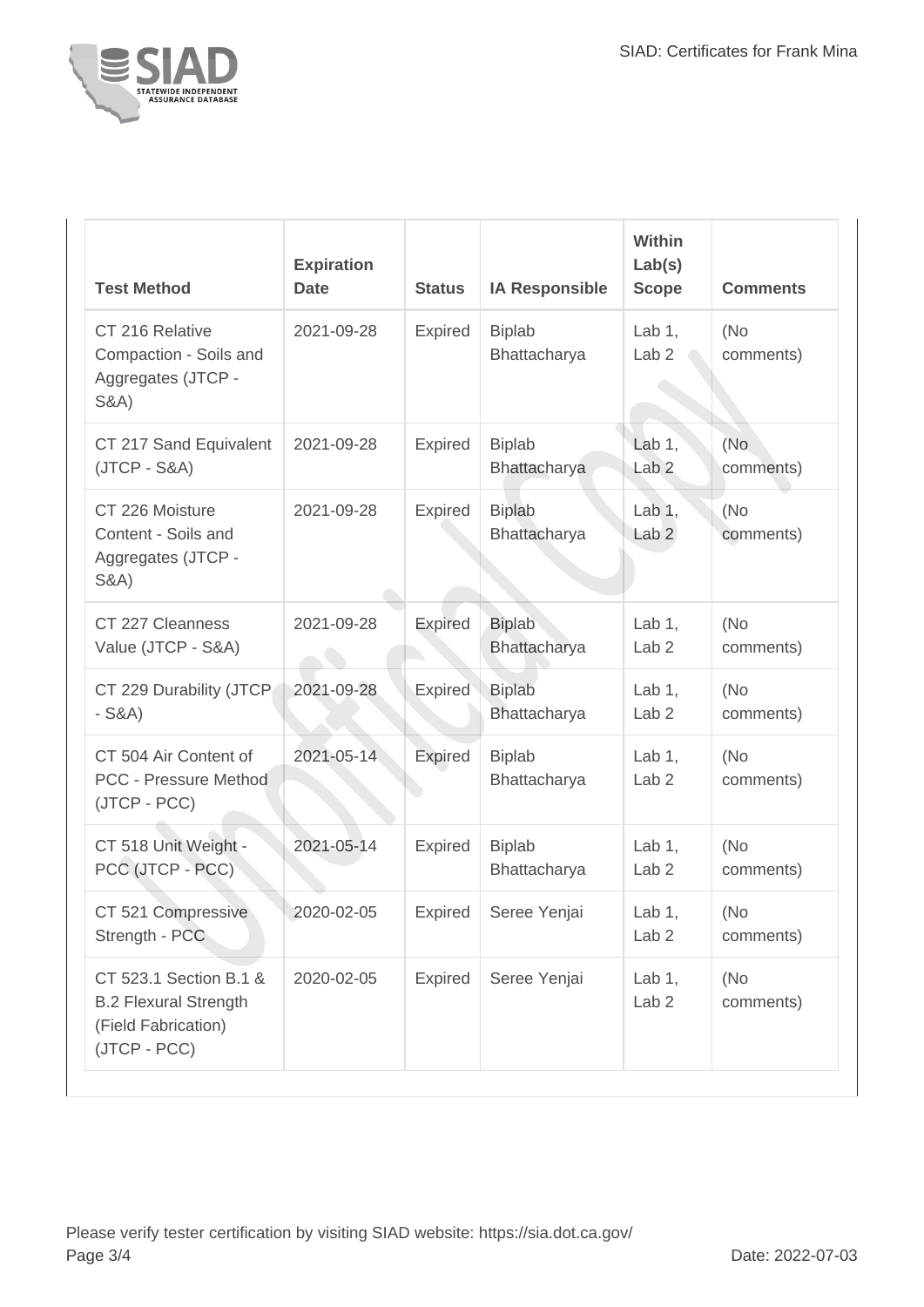| Test Method | Expiration Date | Status | IA Responsible | Within Lab(s) Scope | Comments |
|---|---|---|---|---|---|
| CT 216 Relative Compaction - Soils and Aggregates (JTCP - S&A) | 2021-09-28 | Expired | Biplab Bhattacharya | Lab 1, Lab 2 | (No comments) |
| CT 217 Sand Equivalent (JTCP - S&A) | 2021-09-28 | Expired | Biplab Bhattacharya | Lab 1, Lab 2 | (No comments) |
| CT 226 Moisture Content - Soils and Aggregates (JTCP - S&A) | 2021-09-28 | Expired | Biplab Bhattacharya | Lab 1, Lab 2 | (No comments) |
| CT 227 Cleanness Value (JTCP - S&A) | 2021-09-28 | Expired | Biplab Bhattacharya | Lab 1, Lab 2 | (No comments) |
| CT 229 Durability (JTCP - S&A) | 2021-09-28 | Expired | Biplab Bhattacharya | Lab 1, Lab 2 | (No comments) |
| CT 504 Air Content of PCC - Pressure Method (JTCP - PCC) | 2021-05-14 | Expired | Biplab Bhattacharya | Lab 1, Lab 2 | (No comments) |
| CT 518 Unit Weight - PCC (JTCP - PCC) | 2021-05-14 | Expired | Biplab Bhattacharya | Lab 1, Lab 2 | (No comments) |
| CT 521 Compressive Strength - PCC | 2020-02-05 | Expired | Seree Yenjai | Lab 1, Lab 2 | (No comments) |
| CT 523.1 Section B.1 & B.2 Flexural Strength (Field Fabrication) (JTCP - PCC) | 2020-02-05 | Expired | Seree Yenjai | Lab 1, Lab 2 | (No comments) |

Please verify tester certification by visiting SIAD website: https://sia.dot.ca.gov/

Date: 2022-07-03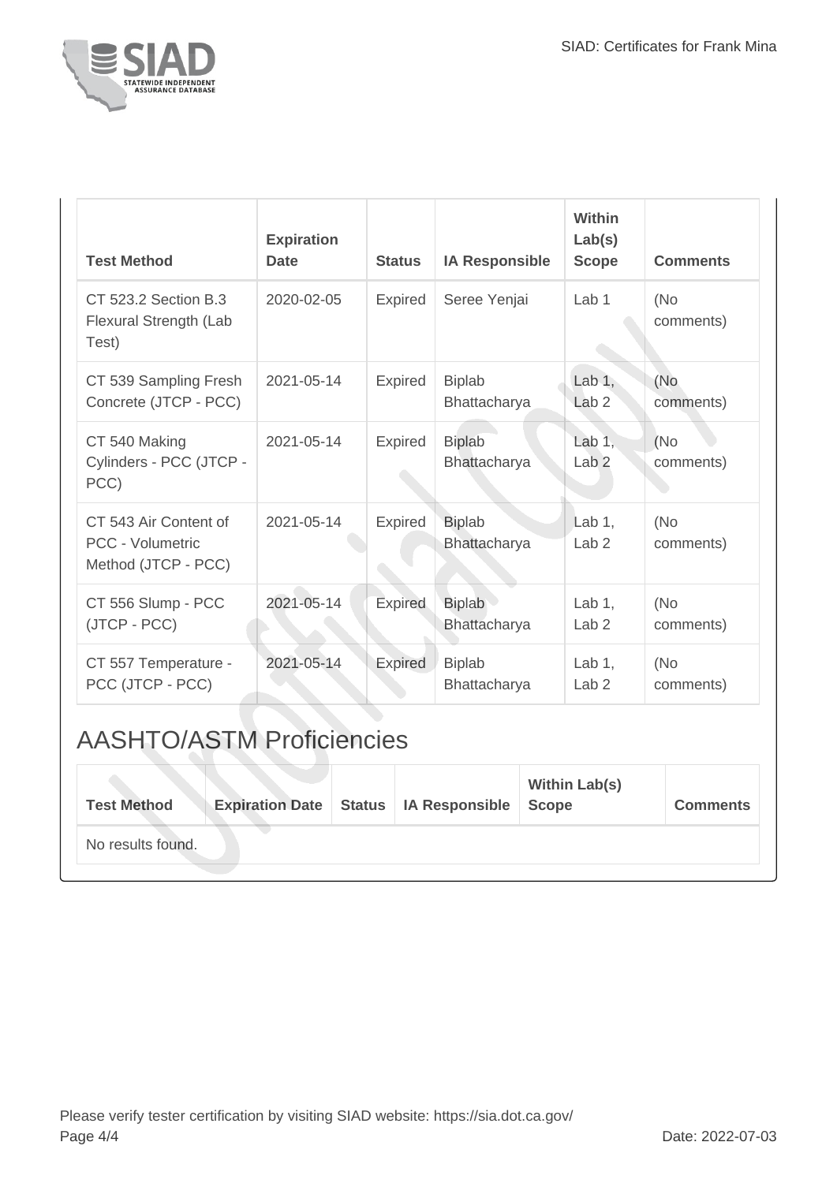| Test Method | Expiration Date | Status | IA Responsible | Within Lab(s) Scope | Comments |
|---|---|---|---|---|---|
| CT 523.2 Section B.3 Flexural Strength (Lab Test) | 2020-02-05 | Expired | Seree Yenjai | Lab 1 | (No comments) |
| CT 539 Sampling Fresh Concrete (JTCP - PCC) | 2021-05-14 | Expired | Biplab Bhattacharya | Lab 1, Lab 2 | (No comments) |
| CT 540 Making Cylinders - PCC (JTCP - PCC) | 2021-05-14 | Expired | Biplab Bhattacharya | Lab 1, Lab 2 | (No comments) |
| CT 543 Air Content of PCC - Volumetric Method (JTCP - PCC) | 2021-05-14 | Expired | Biplab Bhattacharya | Lab 1, Lab 2 | (No comments) |
| CT 556 Slump - PCC (JTCP - PCC) | 2021-05-14 | Expired | Biplab Bhattacharya | Lab 1, Lab 2 | (No comments) |
| CT 557 Temperature - PCC (JTCP - PCC) | 2021-05-14 | Expired | Biplab Bhattacharya | Lab 1, Lab 2 | (No comments) |

## AASHTO/ASTM Proficiencies

| Test Method | Expiration Date | Status | IA Responsible | Within Lab(s) Scope | Comments |
|---|---|---|---|---|---|
| No results found. | | | | | |

Please verify tester certification by visiting SIAD website: https://sia.dot.ca.gov/

Date: 2022-07-03